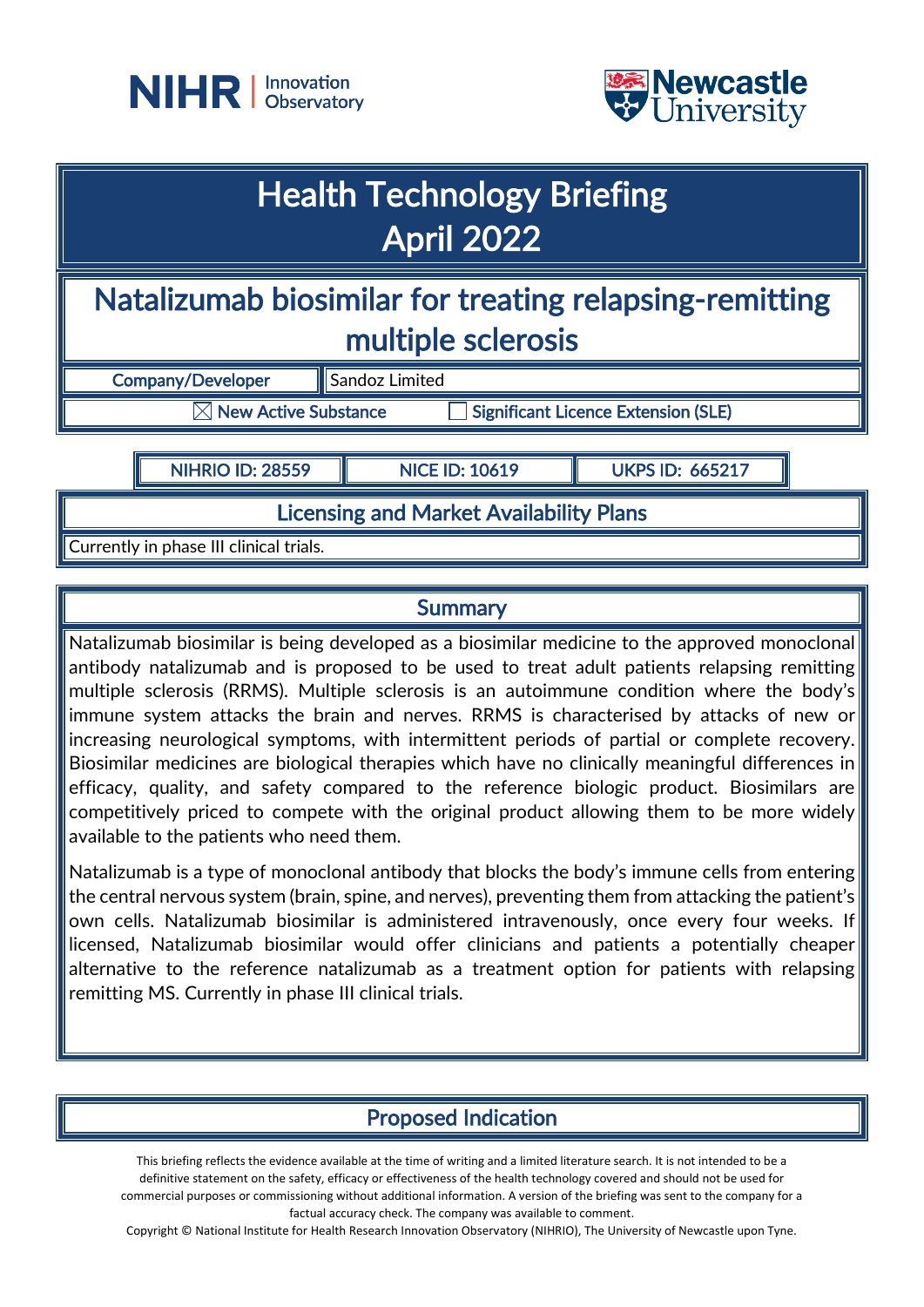# Health Technology Briefing
# April 2022

## Natalizumab biosimilar for treating relapsing-remitting multiple sclerosis

| Company/Developer | Sandoz Limited |
|---|---|

☒ New Active Substance ☐ Significant Licence Extension (SLE)

| NIHRIO ID: 28559 | NICE ID: 10619 | UKPS ID: 665217 |
|---|---|---|

### Licensing and Market Availability Plans

Currently in phase III clinical trials.

### Summary

Natalizumab biosimilar is being developed as a biosimilar medicine to the approved monoclonal antibody natalizumab and is proposed to be used to treat adult patients relapsing remitting multiple sclerosis (RRMS). Multiple sclerosis is an autoimmune condition where the body's immune system attacks the brain and nerves. RRMS is characterised by attacks of new or increasing neurological symptoms, with intermittent periods of partial or complete recovery. Biosimilar medicines are biological therapies which have no clinically meaningful differences in efficacy, quality, and safety compared to the reference biologic product. Biosimilars are competitively priced to compete with the original product allowing them to be more widely available to the patients who need them.

Natalizumab is a type of monoclonal antibody that blocks the body's immune cells from entering the central nervous system (brain, spine, and nerves), preventing them from attacking the patient's own cells. Natalizumab biosimilar is administered intravenously, once every four weeks. If licensed, Natalizumab biosimilar would offer clinicians and patients a potentially cheaper alternative to the reference natalizumab as a treatment option for patients with relapsing remitting MS. Currently in phase III clinical trials.

### Proposed Indication

This briefing reflects the evidence available at the time of writing and a limited literature search. It is not intended to be a definitive statement on the safety, efficacy or effectiveness of the health technology covered and should not be used for commercial purposes or commissioning without additional information. A version of the briefing was sent to the company for a factual accuracy check. The company was available to comment.

Copyright © National Institute for Health Research Innovation Observatory (NIHRIO), The University of Newcastle upon Tyne.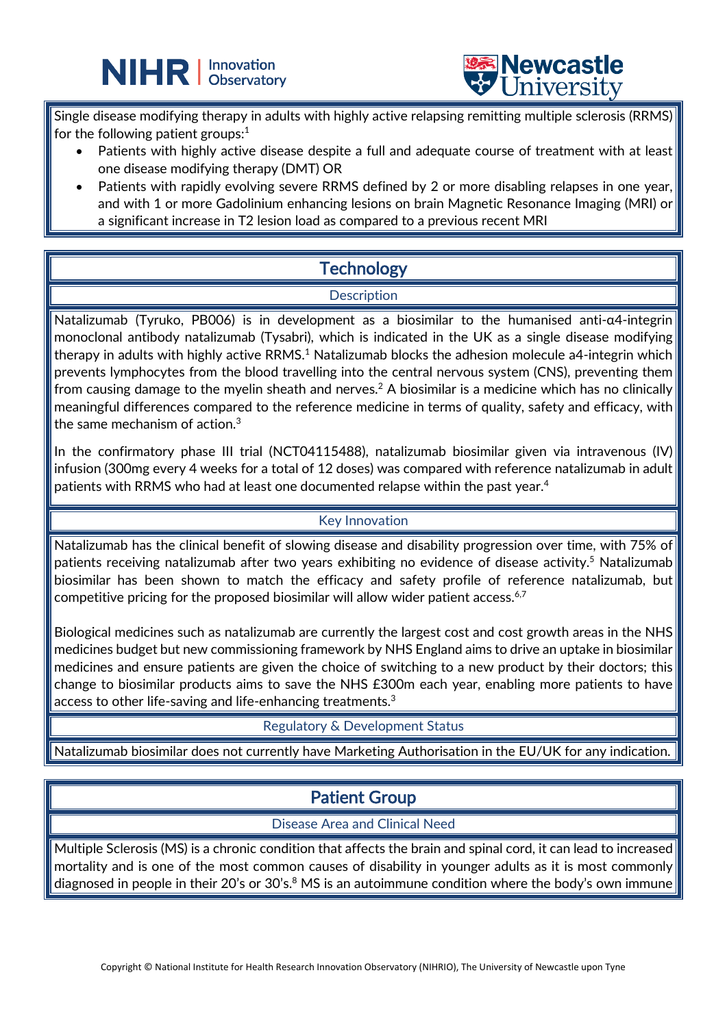Single disease modifying therapy in adults with highly active relapsing remitting multiple sclerosis (RRMS) for the following patient groups:[1]

- Patients with highly active disease despite a full and adequate course of treatment with at least one disease modifying therapy (DMT) OR
- Patients with rapidly evolving severe RRMS defined by 2 or more disabling relapses in one year, and with 1 or more Gadolinium enhancing lesions on brain Magnetic Resonance Imaging (MRI) or a significant increase in T2 lesion load as compared to a previous recent MRI

## Technology

### Description

Natalizumab (Tyruko, PB006) is in development as a biosimilar to the humanised anti-α4-integrin monoclonal antibody natalizumab (Tysabri), which is indicated in the UK as a single disease modifying therapy in adults with highly active RRMS.[1] Natalizumab blocks the adhesion molecule a4-integrin which prevents lymphocytes from the blood travelling into the central nervous system (CNS), preventing them from causing damage to the myelin sheath and nerves.[2] A biosimilar is a medicine which has no clinically meaningful differences compared to the reference medicine in terms of quality, safety and efficacy, with the same mechanism of action.[3]

In the confirmatory phase III trial (NCT04115488), natalizumab biosimilar given via intravenous (IV) infusion (300mg every 4 weeks for a total of 12 doses) was compared with reference natalizumab in adult patients with RRMS who had at least one documented relapse within the past year.[4]

### Key Innovation

Natalizumab has the clinical benefit of slowing disease and disability progression over time, with 75% of patients receiving natalizumab after two years exhibiting no evidence of disease activity.[5] Natalizumab biosimilar has been shown to match the efficacy and safety profile of reference natalizumab, but competitive pricing for the proposed biosimilar will allow wider patient access.[6,7]

Biological medicines such as natalizumab are currently the largest cost and cost growth areas in the NHS medicines budget but new commissioning framework by NHS England aims to drive an uptake in biosimilar medicines and ensure patients are given the choice of switching to a new product by their doctors; this change to biosimilar products aims to save the NHS £300m each year, enabling more patients to have access to other life-saving and life-enhancing treatments.[3]

### Regulatory & Development Status

Natalizumab biosimilar does not currently have Marketing Authorisation in the EU/UK for any indication.

## Patient Group

### Disease Area and Clinical Need

Multiple Sclerosis (MS) is a chronic condition that affects the brain and spinal cord, it can lead to increased mortality and is one of the most common causes of disability in younger adults as it is most commonly diagnosed in people in their 20's or 30's.[8] MS is an autoimmune condition where the body's own immune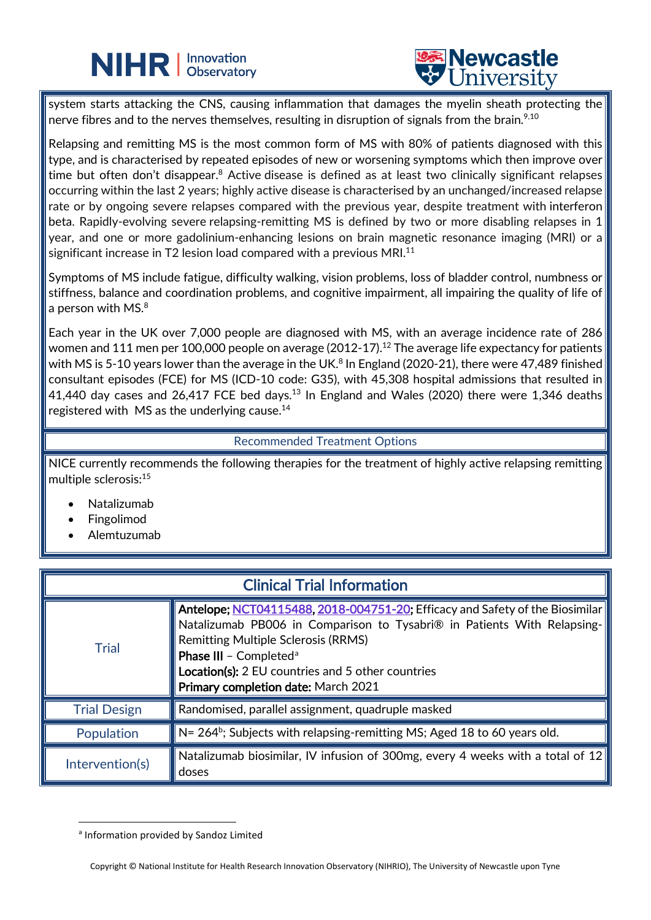system starts attacking the CNS, causing inflammation that damages the myelin sheath protecting the nerve fibres and to the nerves themselves, resulting in disruption of signals from the brain.[9,10]

Relapsing and remitting MS is the most common form of MS with 80% of patients diagnosed with this type, and is characterised by repeated episodes of new or worsening symptoms which then improve over time but often don't disappear.[8] Active disease is defined as at least two clinically significant relapses occurring within the last 2 years; highly active disease is characterised by an unchanged/increased relapse rate or by ongoing severe relapses compared with the previous year, despite treatment with interferon beta. Rapidly-evolving severe relapsing-remitting MS is defined by two or more disabling relapses in 1 year, and one or more gadolinium-enhancing lesions on brain magnetic resonance imaging (MRI) or a significant increase in T2 lesion load compared with a previous MRI.[11]

Symptoms of MS include fatigue, difficulty walking, vision problems, loss of bladder control, numbness or stiffness, balance and coordination problems, and cognitive impairment, all impairing the quality of life of a person with MS.[8]

Each year in the UK over 7,000 people are diagnosed with MS, with an average incidence rate of 286 women and 111 men per 100,000 people on average (2012-17).[12] The average life expectancy for patients with MS is 5-10 years lower than the average in the UK.[8] In England (2020-21), there were 47,489 finished consultant episodes (FCE) for MS (ICD-10 code: G35), with 45,308 hospital admissions that resulted in 41,440 day cases and 26,417 FCE bed days.[13] In England and Wales (2020) there were 1,346 deaths registered with MS as the underlying cause.[14]

## Recommended Treatment Options

NICE currently recommends the following therapies for the treatment of highly active relapsing remitting multiple sclerosis:[15]

- Natalizumab
- Fingolimod
- Alemtuzumab

## Clinical Trial Information

| | |
|---|---|
| Trial | **Antelope; NCT04115488, 2018-004751-20;** Efficacy and Safety of the Biosimilar Natalizumab PB006 in Comparison to Tysabri® in Patients With Relapsing-Remitting Multiple Sclerosis (RRMS)<br>**Phase III** – Completed[a]<br>**Location(s):** 2 EU countries and 5 other countries<br>**Primary completion date:** March 2021 |
| Trial Design | Randomised, parallel assignment, quadruple masked |
| Population | N= 264[b]; Subjects with relapsing-remitting MS; Aged 18 to 60 years old. |
| Intervention(s) | Natalizumab biosimilar, IV infusion of 300mg, every 4 weeks with a total of 12 doses |

[a] Information provided by Sandoz Limited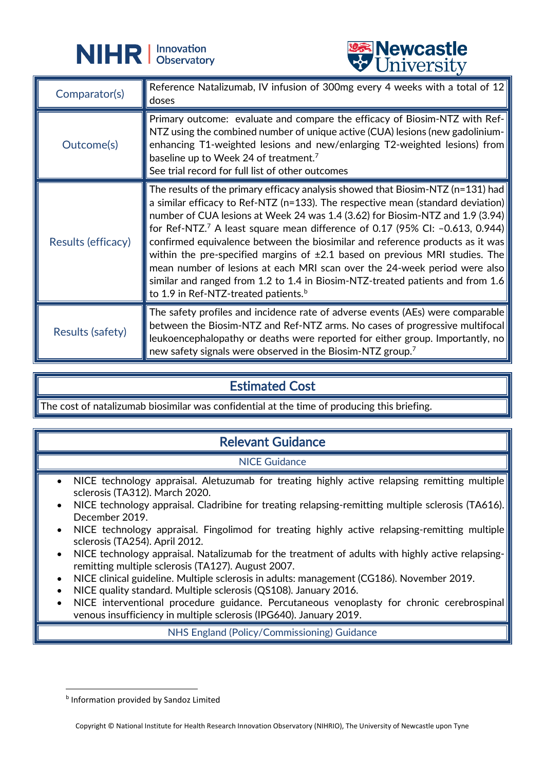| | |
|---|---|
| Comparator(s) | Reference Natalizumab, IV infusion of 300mg every 4 weeks with a total of 12 doses |
| Outcome(s) | Primary outcome: evaluate and compare the efficacy of Biosim-NTZ with Ref-NTZ using the combined number of unique active (CUA) lesions (new gadolinium-enhancing T1-weighted lesions and new/enlarging T2-weighted lesions) from baseline up to Week 24 of treatment.[7]<br>See trial record for full list of other outcomes |
| Results (efficacy) | The results of the primary efficacy analysis showed that Biosim-NTZ (n=131) had a similar efficacy to Ref-NTZ (n=133). The respective mean (standard deviation) number of CUA lesions at Week 24 was 1.4 (3.62) for Biosim-NTZ and 1.9 (3.94) for Ref-NTZ.[7] A least square mean difference of 0.17 (95% CI: –0.613, 0.944) confirmed equivalence between the biosimilar and reference products as it was within the pre-specified margins of ±2.1 based on previous MRI studies. The mean number of lesions at each MRI scan over the 24-week period were also similar and ranged from 1.2 to 1.4 in Biosim-NTZ-treated patients and from 1.6 to 1.9 in Ref-NTZ-treated patients.[b] |
| Results (safety) | The safety profiles and incidence rate of adverse events (AEs) were comparable between the Biosim-NTZ and Ref-NTZ arms. No cases of progressive multifocal leukoencephalopathy or deaths were reported for either group. Importantly, no new safety signals were observed in the Biosim-NTZ group.[7] |

## Estimated Cost

The cost of natalizumab biosimilar was confidential at the time of producing this briefing.

## Relevant Guidance

### NICE Guidance

- NICE technology appraisal. Aletuzumab for treating highly active relapsing remitting multiple sclerosis (TA312). March 2020.
- NICE technology appraisal. Cladribine for treating relapsing-remitting multiple sclerosis (TA616). December 2019.
- NICE technology appraisal. Fingolimod for treating highly active relapsing-remitting multiple sclerosis (TA254). April 2012.
- NICE technology appraisal. Natalizumab for the treatment of adults with highly active relapsing-remitting multiple sclerosis (TA127). August 2007.
- NICE clinical guideline. Multiple sclerosis in adults: management (CG186). November 2019.
- NICE quality standard. Multiple sclerosis (QS108). January 2016.
- NICE interventional procedure guidance. Percutaneous venoplasty for chronic cerebrospinal venous insufficiency in multiple sclerosis (IPG640). January 2019.

### NHS England (Policy/Commissioning) Guidance

[b] Information provided by Sandoz Limited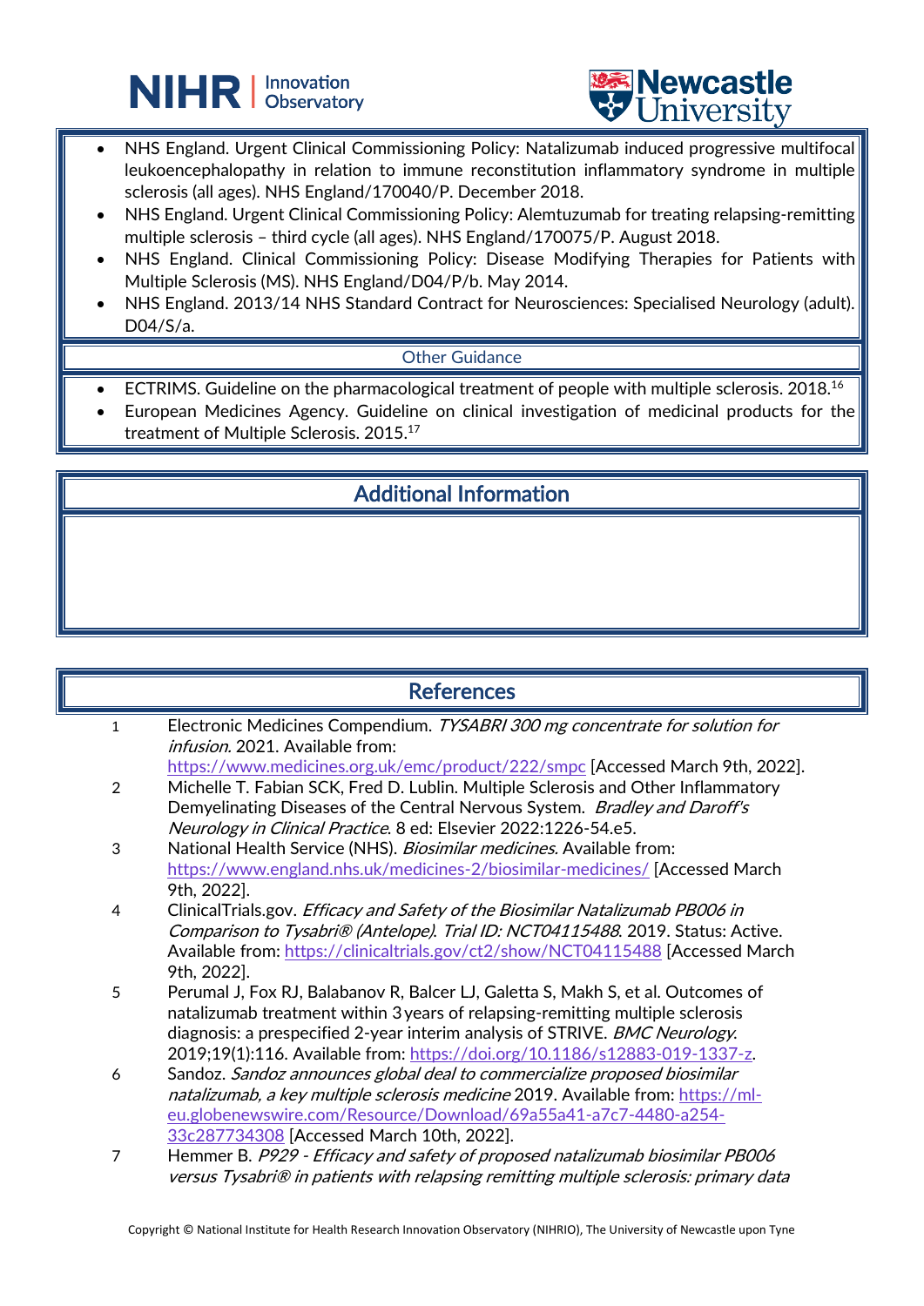- NHS England. Urgent Clinical Commissioning Policy: Natalizumab induced progressive multifocal leukoencephalopathy in relation to immune reconstitution inflammatory syndrome in multiple sclerosis (all ages). NHS England/170040/P. December 2018.
- NHS England. Urgent Clinical Commissioning Policy: Alemtuzumab for treating relapsing-remitting multiple sclerosis – third cycle (all ages). NHS England/170075/P. August 2018.
- NHS England. Clinical Commissioning Policy: Disease Modifying Therapies for Patients with Multiple Sclerosis (MS). NHS England/D04/P/b. May 2014.
- NHS England. 2013/14 NHS Standard Contract for Neurosciences: Specialised Neurology (adult). D04/S/a.

### Other Guidance

- ECTRIMS. Guideline on the pharmacological treatment of people with multiple sclerosis. 2018.[16]
- European Medicines Agency. Guideline on clinical investigation of medicinal products for the treatment of Multiple Sclerosis. 2015.[17]

## Additional Information

## References

1. Electronic Medicines Compendium. *TYSABRI 300 mg concentrate for solution for infusion*. 2021. Available from: https://www.medicines.org.uk/emc/product/222/smpc [Accessed March 9th, 2022].
2. Michelle T. Fabian SCK, Fred D. Lublin. Multiple Sclerosis and Other Inflammatory Demyelinating Diseases of the Central Nervous System. *Bradley and Daroff's Neurology in Clinical Practice*. 8 ed: Elsevier 2022:1226-54.e5.
3. National Health Service (NHS). *Biosimilar medicines*. Available from: https://www.england.nhs.uk/medicines-2/biosimilar-medicines/ [Accessed March 9th, 2022].
4. ClinicalTrials.gov. *Efficacy and Safety of the Biosimilar Natalizumab PB006 in Comparison to Tysabri® (Antelope). Trial ID: NCT04115488*. 2019. Status: Active. Available from: https://clinicaltrials.gov/ct2/show/NCT04115488 [Accessed March 9th, 2022].
5. Perumal J, Fox RJ, Balabanov R, Balcer LJ, Galetta S, Makh S, et al. Outcomes of natalizumab treatment within 3 years of relapsing-remitting multiple sclerosis diagnosis: a prespecified 2-year interim analysis of STRIVE. *BMC Neurology*. 2019;19(1):116. Available from: https://doi.org/10.1186/s12883-019-1337-z.
6. Sandoz. *Sandoz announces global deal to commercialize proposed biosimilar natalizumab, a key multiple sclerosis medicine* 2019. Available from: https://ml-eu.globenewswire.com/Resource/Download/69a55a41-a7c7-4480-a254-33c287734308 [Accessed March 10th, 2022].
7. Hemmer B. *P929 - Efficacy and safety of proposed natalizumab biosimilar PB006 versus Tysabri® in patients with relapsing remitting multiple sclerosis: primary data*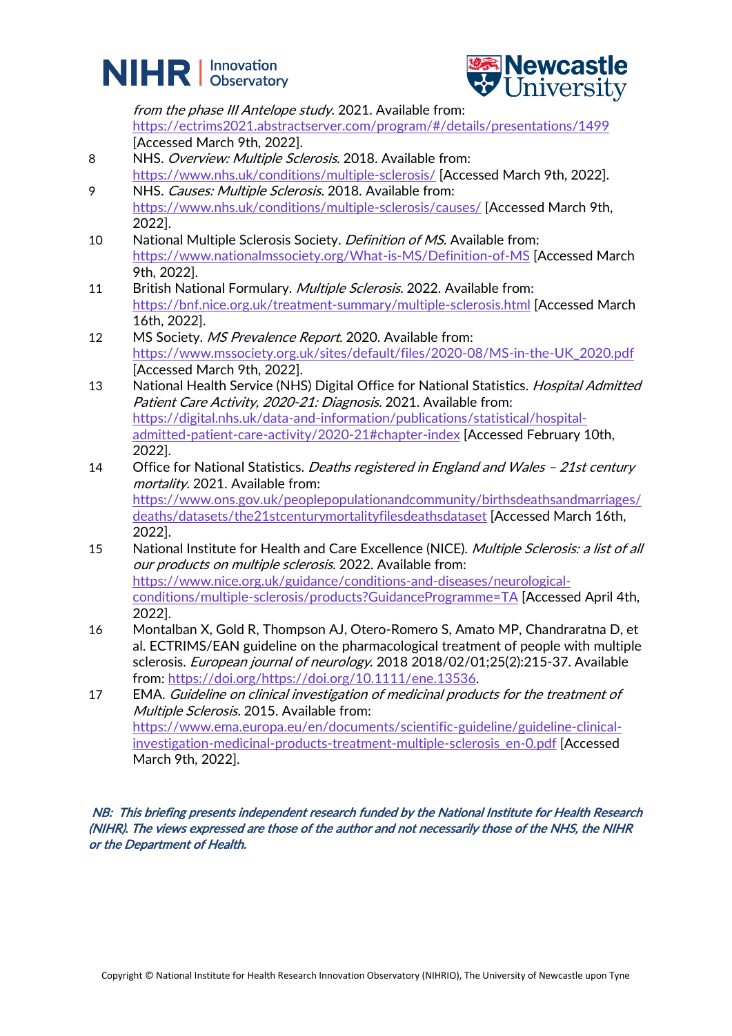*from the phase III Antelope study.* 2021. Available from: https://ectrims2021.abstractserver.com/program/#/details/presentations/1499 [Accessed March 9th, 2022].

8. NHS. *Overview: Multiple Sclerosis.* 2018. Available from: https://www.nhs.uk/conditions/multiple-sclerosis/ [Accessed March 9th, 2022].
9. NHS. *Causes: Multiple Sclerosis.* 2018. Available from: https://www.nhs.uk/conditions/multiple-sclerosis/causes/ [Accessed March 9th, 2022].
10. National Multiple Sclerosis Society. *Definition of MS.* Available from: https://www.nationalmssociety.org/What-is-MS/Definition-of-MS [Accessed March 9th, 2022].
11. British National Formulary. *Multiple Sclerosis.* 2022. Available from: https://bnf.nice.org.uk/treatment-summary/multiple-sclerosis.html [Accessed March 16th, 2022].
12. MS Society. *MS Prevalence Report.* 2020. Available from: https://www.mssociety.org.uk/sites/default/files/2020-08/MS-in-the-UK_2020.pdf [Accessed March 9th, 2022].
13. National Health Service (NHS) Digital Office for National Statistics. *Hospital Admitted Patient Care Activity, 2020-21: Diagnosis.* 2021. Available from: https://digital.nhs.uk/data-and-information/publications/statistical/hospital-admitted-patient-care-activity/2020-21#chapter-index [Accessed February 10th, 2022].
14. Office for National Statistics. *Deaths registered in England and Wales – 21st century mortality.* 2021. Available from: https://www.ons.gov.uk/peoplepopulationandcommunity/birthsdeathsandmarriages/deaths/datasets/the21stcenturymortalityfilesdeathsdataset [Accessed March 16th, 2022].
15. National Institute for Health and Care Excellence (NICE). *Multiple Sclerosis: a list of all our products on multiple sclerosis.* 2022. Available from: https://www.nice.org.uk/guidance/conditions-and-diseases/neurological-conditions/multiple-sclerosis/products?GuidanceProgramme=TA [Accessed April 4th, 2022].
16. Montalban X, Gold R, Thompson AJ, Otero-Romero S, Amato MP, Chandraratna D, et al. ECTRIMS/EAN guideline on the pharmacological treatment of people with multiple sclerosis. *European journal of neurology.* 2018 2018/02/01;25(2):215-37. Available from: https://doi.org/https://doi.org/10.1111/ene.13536.
17. EMA. *Guideline on clinical investigation of medicinal products for the treatment of Multiple Sclerosis.* 2015. Available from: https://www.ema.europa.eu/en/documents/scientific-guideline/guideline-clinical-investigation-medicinal-products-treatment-multiple-sclerosis_en-0.pdf [Accessed March 9th, 2022].

***NB: This briefing presents independent research funded by the National Institute for Health Research (NIHR). The views expressed are those of the author and not necessarily those of the NHS, the NIHR or the Department of Health.***